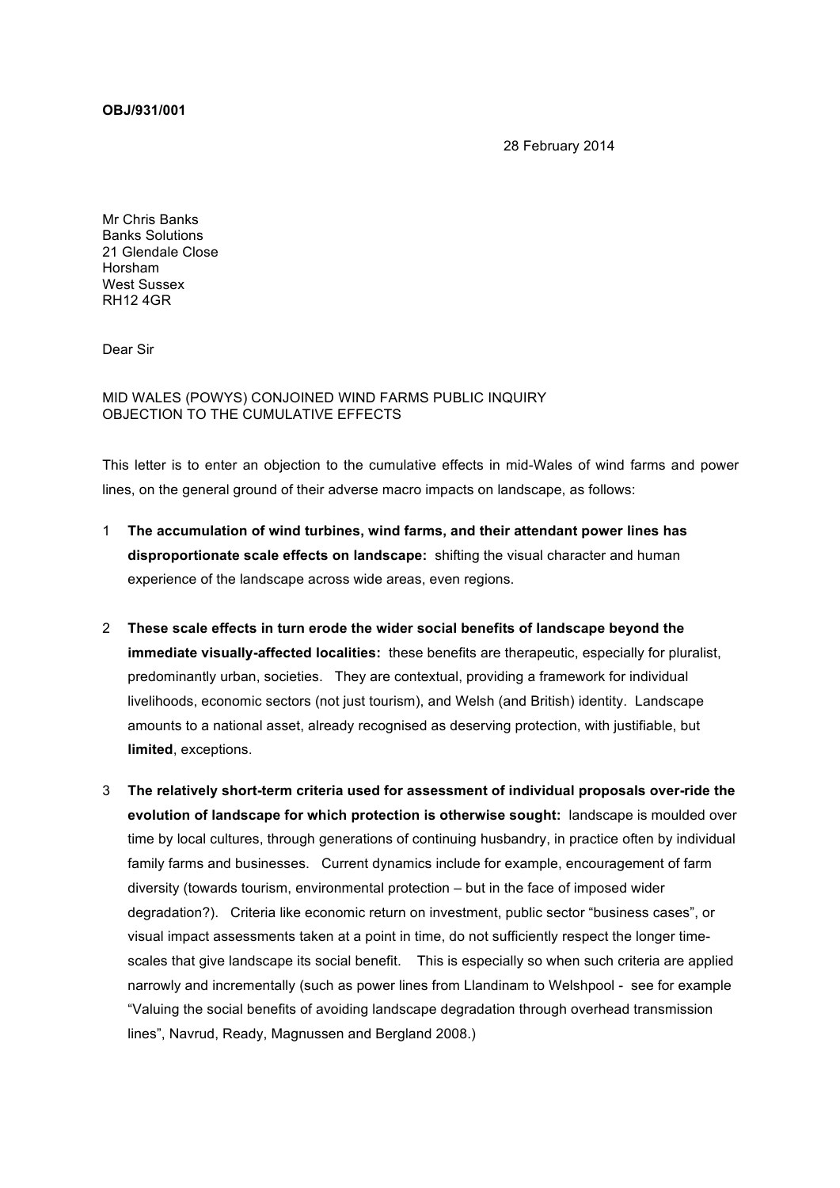**OBJ/931/001**

28 February 2014

Mr Chris Banks
Banks Solutions
21 Glendale Close
Horsham
West Sussex
RH12 4GR

Dear Sir

MID WALES (POWYS) CONJOINED WIND FARMS PUBLIC INQUIRY
OBJECTION TO THE CUMULATIVE EFFECTS

This letter is to enter an objection to the cumulative effects in mid-Wales of wind farms and power lines, on the general ground of their adverse macro impacts on landscape, as follows:

1. **The accumulation of wind turbines, wind farms, and their attendant power lines has disproportionate scale effects on landscape:** shifting the visual character and human experience of the landscape across wide areas, even regions.

2. **These scale effects in turn erode the wider social benefits of landscape beyond the immediate visually-affected localities:** these benefits are therapeutic, especially for pluralist, predominantly urban, societies. They are contextual, providing a framework for individual livelihoods, economic sectors (not just tourism), and Welsh (and British) identity. Landscape amounts to a national asset, already recognised as deserving protection, with justifiable, but **limited**, exceptions.

3. **The relatively short-term criteria used for assessment of individual proposals over-ride the evolution of landscape for which protection is otherwise sought:** landscape is moulded over time by local cultures, through generations of continuing husbandry, in practice often by individual family farms and businesses. Current dynamics include for example, encouragement of farm diversity (towards tourism, environmental protection – but in the face of imposed wider degradation?). Criteria like economic return on investment, public sector "business cases", or visual impact assessments taken at a point in time, do not sufficiently respect the longer time-scales that give landscape its social benefit. This is especially so when such criteria are applied narrowly and incrementally (such as power lines from Llandinam to Welshpool - see for example "Valuing the social benefits of avoiding landscape degradation through overhead transmission lines", Navrud, Ready, Magnussen and Bergland 2008.)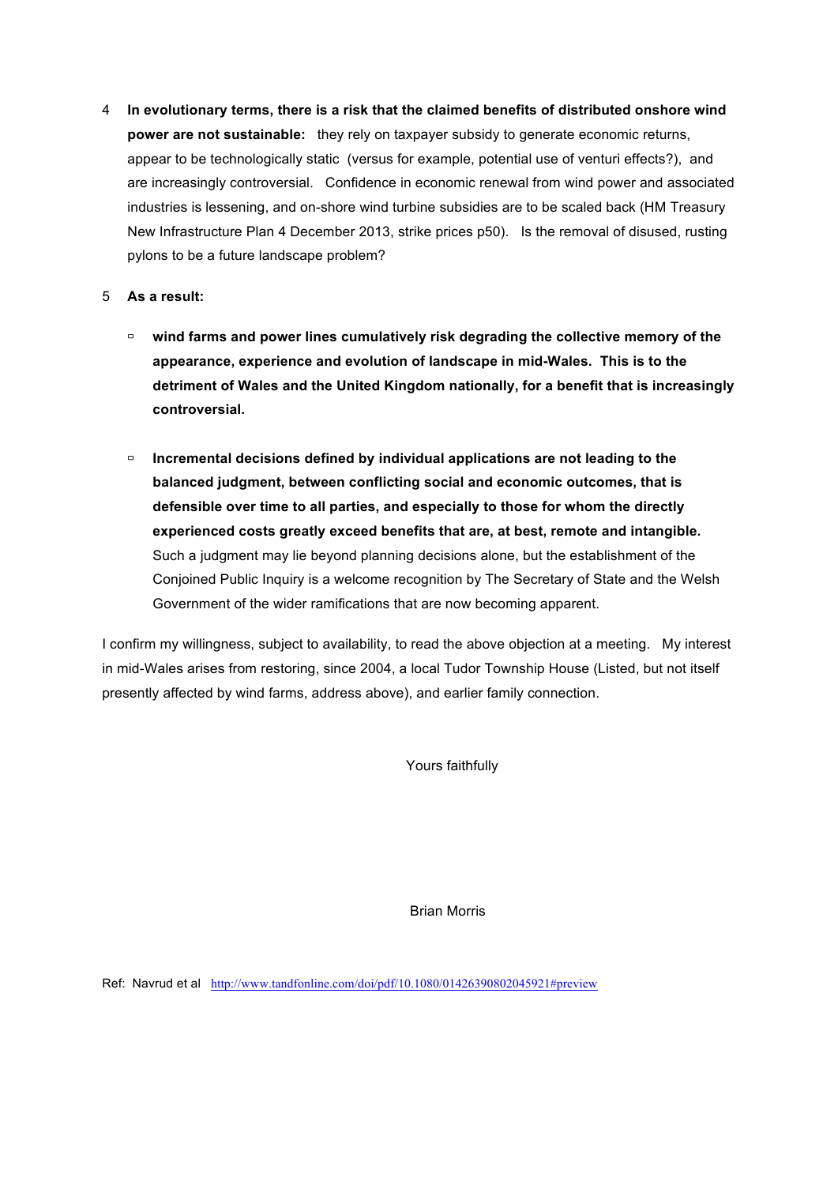4 **In evolutionary terms, there is a risk that the claimed benefits of distributed onshore wind power are not sustainable:** they rely on taxpayer subsidy to generate economic returns, appear to be technologically static (versus for example, potential use of venturi effects?), and are increasingly controversial. Confidence in economic renewal from wind power and associated industries is lessening, and on-shore wind turbine subsidies are to be scaled back (HM Treasury New Infrastructure Plan 4 December 2013, strike prices p50). Is the removal of disused, rusting pylons to be a future landscape problem?

5 **As a result:**

- **wind farms and power lines cumulatively risk degrading the collective memory of the appearance, experience and evolution of landscape in mid-Wales. This is to the detriment of Wales and the United Kingdom nationally, for a benefit that is increasingly controversial.**

- **Incremental decisions defined by individual applications are not leading to the balanced judgment, between conflicting social and economic outcomes, that is defensible over time to all parties, and especially to those for whom the directly experienced costs greatly exceed benefits that are, at best, remote and intangible.** Such a judgment may lie beyond planning decisions alone, but the establishment of the Conjoined Public Inquiry is a welcome recognition by The Secretary of State and the Welsh Government of the wider ramifications that are now becoming apparent.

I confirm my willingness, subject to availability, to read the above objection at a meeting. My interest in mid-Wales arises from restoring, since 2004, a local Tudor Township House (Listed, but not itself presently affected by wind farms, address above), and earlier family connection.

Yours faithfully

Brian Morris

Ref: Navrud et al http://www.tandfonline.com/doi/pdf/10.1080/01426390802045921#preview